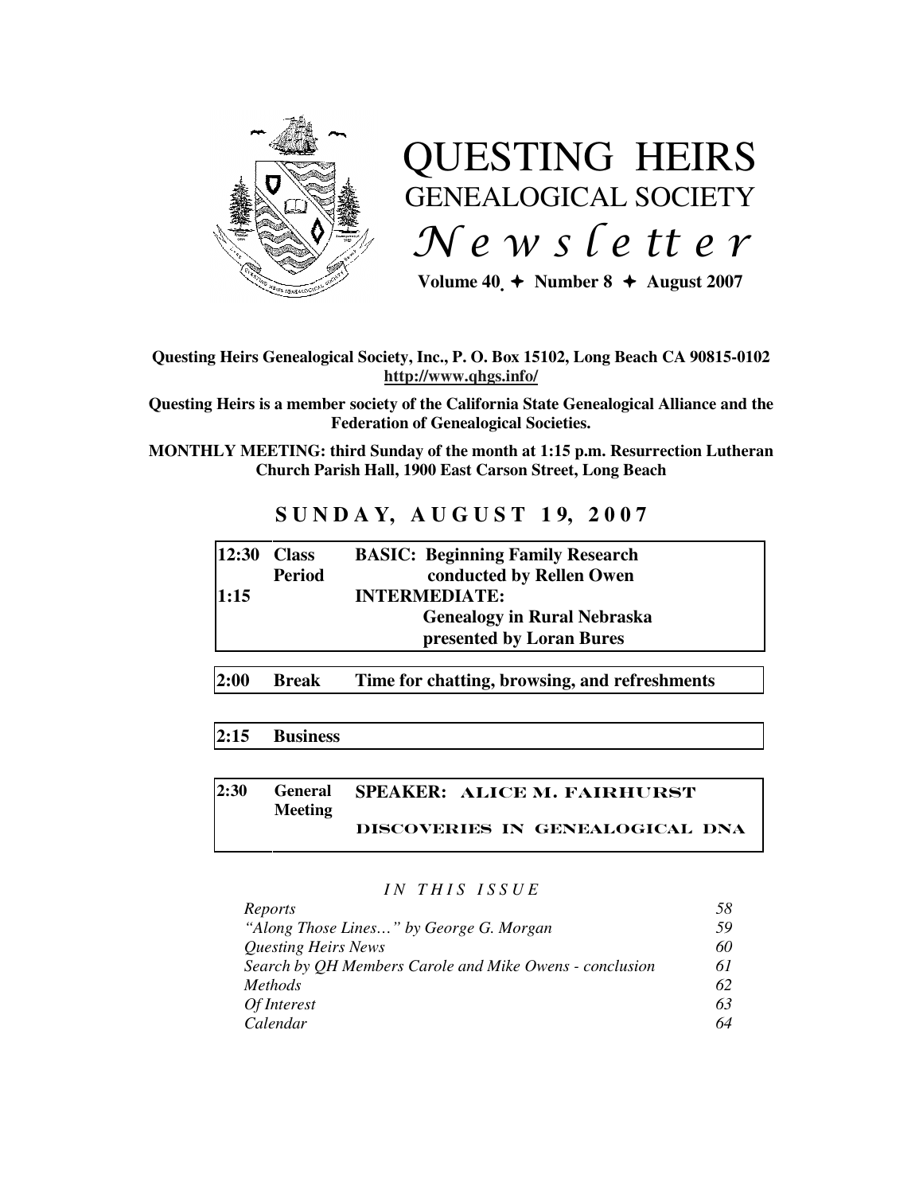# QUESTING HEIRS
## GENEALOGICAL SOCIETY
## *Newsletter*

**Volume 40 ✦ Number 8 ✦ August 2007**

**Questing Heirs Genealogical Society, Inc., P. O. Box 15102, Long Beach CA 90815-0102**
**http://www.qhgs.info/**

**Questing Heirs is a member society of the California State Genealogical Alliance and the Federation of Genealogical Societies.**

**MONTHLY MEETING: third Sunday of the month at 1:15 p.m. Resurrection Lutheran Church Parish Hall, 1900 East Carson Street, Long Beach**

## SUNDAY, AUGUST 19, 2007

| | | |
|---|---|---|
| **12:30** | **Class Period** | **BASIC: Beginning Family Research** conducted by Rellen Owen |
| **1:15** | | **INTERMEDIATE: Genealogy in Rural Nebraska** presented by Loran Bures |
| **2:00** | **Break** | **Time for chatting, browsing, and refreshments** |
| **2:15** | **Business** | |
| **2:30** | **General Meeting** | **SPEAKER: ALICE M. FAIRHURST** **DISCOVERIES IN GENEALOGICAL DNA** |

*IN THIS ISSUE*

| | |
|---|---|
| *Reports* | *58* |
| *"Along Those Lines…" by George G. Morgan* | *59* |
| *Questing Heirs News* | *60* |
| *Search by QH Members Carole and Mike Owens - conclusion* | *61* |
| *Methods* | *62* |
| *Of Interest* | *63* |
| *Calendar* | *64* |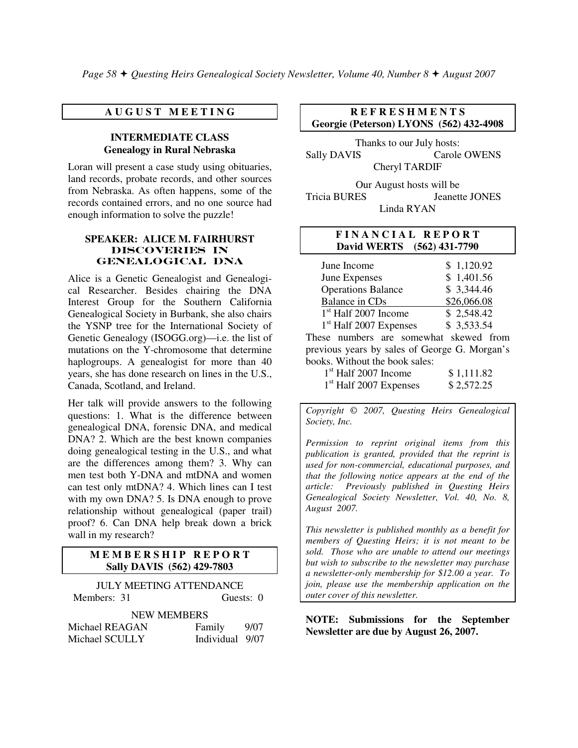## AUGUST MEETING

### INTERMEDIATE CLASS
### Genealogy in Rural Nebraska

Loran will present a case study using obituaries, land records, probate records, and other sources from Nebraska. As often happens, some of the records contained errors, and no one source had enough information to solve the puzzle!

### SPEAKER: ALICE M. FAIRHURST
### DISCOVERIES IN GENEALOGICAL DNA

Alice is a Genetic Genealogist and Genealogical Researcher. Besides chairing the DNA Interest Group for the Southern California Genealogical Society in Burbank, she also chairs the YSNP tree for the International Society of Genetic Genealogy (ISOGG.org)—i.e. the list of mutations on the Y-chromosome that determine haplogroups. A genealogist for more than 40 years, she has done research on lines in the U.S., Canada, Scotland, and Ireland.

Her talk will provide answers to the following questions: 1. What is the difference between genealogical DNA, forensic DNA, and medical DNA? 2. Which are the best known companies doing genealogical testing in the U.S., and what are the differences among them? 3. Why can men test both Y-DNA and mtDNA and women can test only mtDNA? 4. Which lines can I test with my own DNA? 5. Is DNA enough to prove relationship without genealogical (paper trail) proof? 6. Can DNA help break down a brick wall in my research?

## MEMBERSHIP REPORT
**Sally DAVIS (562) 429-7803**

JULY MEETING ATTENDANCE

Members: 31 Guests: 0

NEW MEMBERS

| | | |
|---|---|---|
| Michael REAGAN | Family | 9/07 |
| Michael SCULLY | Individual | 9/07 |

## REFRESHMENTS
**Georgie (Peterson) LYONS (562) 432-4908**

Thanks to our July hosts:
Sally DAVIS, Carole OWENS, Cheryl TARDIF

Our August hosts will be
Tricia BURES, Jeanette JONES, Linda RYAN

## FINANCIAL REPORT
**David WERTS (562) 431-7790**

| | |
|---|---|
| June Income | $ 1,120.92 |
| June Expenses | $ 1,401.56 |
| Operations Balance | $ 3,344.46 |
| Balance in CDs | $26,066.08 |
| 1st Half 2007 Income | $ 2,548.42 |
| 1st Half 2007 Expenses | $ 3,533.54 |

These numbers are somewhat skewed from previous years by sales of George G. Morgan's books. Without the book sales:

| | |
|---|---|
| 1st Half 2007 Income | $ 1,111.82 |
| 1st Half 2007 Expenses | $ 2,572.25 |

*Copyright © 2007, Questing Heirs Genealogical Society, Inc.*

*Permission to reprint original items from this publication is granted, provided that the reprint is used for non-commercial, educational purposes, and that the following notice appears at the end of the article: Previously published in Questing Heirs Genealogical Society Newsletter, Vol. 40, No. 8, August 2007.*

*This newsletter is published monthly as a benefit for members of Questing Heirs; it is not meant to be sold. Those who are unable to attend our meetings but wish to subscribe to the newsletter may purchase a newsletter-only membership for $12.00 a year. To join, please use the membership application on the outer cover of this newsletter.*

**NOTE: Submissions for the September Newsletter are due by August 26, 2007.**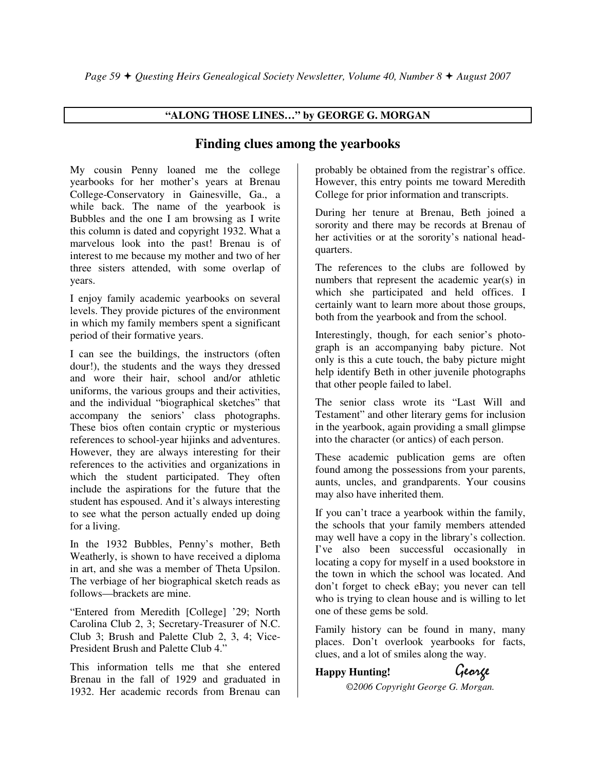## "ALONG THOSE LINES…" by GEORGE G. MORGAN

# Finding clues among the yearbooks

My cousin Penny loaned me the college yearbooks for her mother's years at Brenau College-Conservatory in Gainesville, Ga., a while back. The name of the yearbook is Bubbles and the one I am browsing as I write this column is dated and copyright 1932. What a marvelous look into the past! Brenau is of interest to me because my mother and two of her three sisters attended, with some overlap of years.

I enjoy family academic yearbooks on several levels. They provide pictures of the environment in which my family members spent a significant period of their formative years.

I can see the buildings, the instructors (often dour!), the students and the ways they dressed and wore their hair, school and/or athletic uniforms, the various groups and their activities, and the individual "biographical sketches" that accompany the seniors' class photographs. These bios often contain cryptic or mysterious references to school-year hijinks and adventures. However, they are always interesting for their references to the activities and organizations in which the student participated. They often include the aspirations for the future that the student has espoused. And it's always interesting to see what the person actually ended up doing for a living.

In the 1932 Bubbles, Penny's mother, Beth Weatherly, is shown to have received a diploma in art, and she was a member of Theta Upsilon. The verbiage of her biographical sketch reads as follows—brackets are mine.

"Entered from Meredith [College] '29; North Carolina Club 2, 3; Secretary-Treasurer of N.C. Club 3; Brush and Palette Club 2, 3, 4; Vice-President Brush and Palette Club 4."

This information tells me that she entered Brenau in the fall of 1929 and graduated in 1932. Her academic records from Brenau can probably be obtained from the registrar's office. However, this entry points me toward Meredith College for prior information and transcripts.

During her tenure at Brenau, Beth joined a sorority and there may be records at Brenau of her activities or at the sorority's national headquarters.

The references to the clubs are followed by numbers that represent the academic year(s) in which she participated and held offices. I certainly want to learn more about those groups, both from the yearbook and from the school.

Interestingly, though, for each senior's photograph is an accompanying baby picture. Not only is this a cute touch, the baby picture might help identify Beth in other juvenile photographs that other people failed to label.

The senior class wrote its "Last Will and Testament" and other literary gems for inclusion in the yearbook, again providing a small glimpse into the character (or antics) of each person.

These academic publication gems are often found among the possessions from your parents, aunts, uncles, and grandparents. Your cousins may also have inherited them.

If you can't trace a yearbook within the family, the schools that your family members attended may well have a copy in the library's collection. I've also been successful occasionally in locating a copy for myself in a used bookstore in the town in which the school was located. And don't forget to check eBay; you never can tell who is trying to clean house and is willing to let one of these gems be sold.

Family history can be found in many, many places. Don't overlook yearbooks for facts, clues, and a lot of smiles along the way.

**Happy Hunting!** George

*©2006 Copyright George G. Morgan.*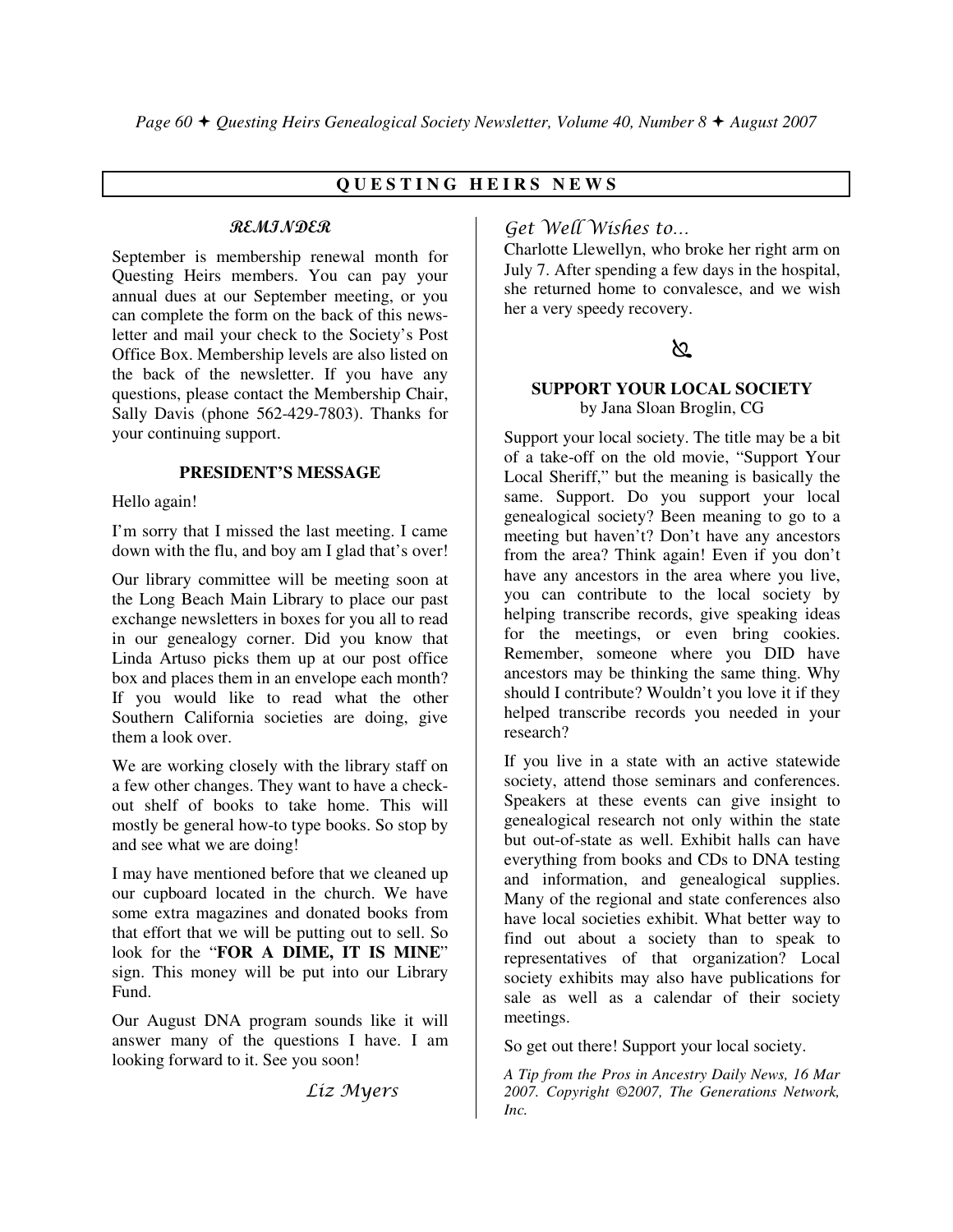## QUESTING HEIRS NEWS

### *REMINDER*

September is membership renewal month for Questing Heirs members. You can pay your annual dues at our September meeting, or you can complete the form on the back of this newsletter and mail your check to the Society's Post Office Box. Membership levels are also listed on the back of the newsletter. If you have any questions, please contact the Membership Chair, Sally Davis (phone 562-429-7803). Thanks for your continuing support.

### PRESIDENT'S MESSAGE

Hello again!

I'm sorry that I missed the last meeting. I came down with the flu, and boy am I glad that's over!

Our library committee will be meeting soon at the Long Beach Main Library to place our past exchange newsletters in boxes for you all to read in our genealogy corner. Did you know that Linda Artuso picks them up at our post office box and places them in an envelope each month? If you would like to read what the other Southern California societies are doing, give them a look over.

We are working closely with the library staff on a few other changes. They want to have a check-out shelf of books to take home. This will mostly be general how-to type books. So stop by and see what we are doing!

I may have mentioned before that we cleaned up our cupboard located in the church. We have some extra magazines and donated books from that effort that we will be putting out to sell. So look for the "**FOR A DIME, IT IS MINE**" sign. This money will be put into our Library Fund.

Our August DNA program sounds like it will answer many of the questions I have. I am looking forward to it. See you soon!

*Liz Myers*

### *Get Well Wishes to…*

Charlotte Llewellyn, who broke her right arm on July 7. After spending a few days in the hospital, she returned home to convalesce, and we wish her a very speedy recovery.

### SUPPORT YOUR LOCAL SOCIETY

by Jana Sloan Broglin, CG

Support your local society. The title may be a bit of a take-off on the old movie, "Support Your Local Sheriff," but the meaning is basically the same. Support. Do you support your local genealogical society? Been meaning to go to a meeting but haven't? Don't have any ancestors from the area? Think again! Even if you don't have any ancestors in the area where you live, you can contribute to the local society by helping transcribe records, give speaking ideas for the meetings, or even bring cookies. Remember, someone where you DID have ancestors may be thinking the same thing. Why should I contribute? Wouldn't you love it if they helped transcribe records you needed in your research?

If you live in a state with an active statewide society, attend those seminars and conferences. Speakers at these events can give insight to genealogical research not only within the state but out-of-state as well. Exhibit halls can have everything from books and CDs to DNA testing and information, and genealogical supplies. Many of the regional and state conferences also have local societies exhibit. What better way to find out about a society than to speak to representatives of that organization? Local society exhibits may also have publications for sale as well as a calendar of their society meetings.

So get out there! Support your local society.

*A Tip from the Pros in Ancestry Daily News, 16 Mar 2007. Copyright ©2007, The Generations Network, Inc.*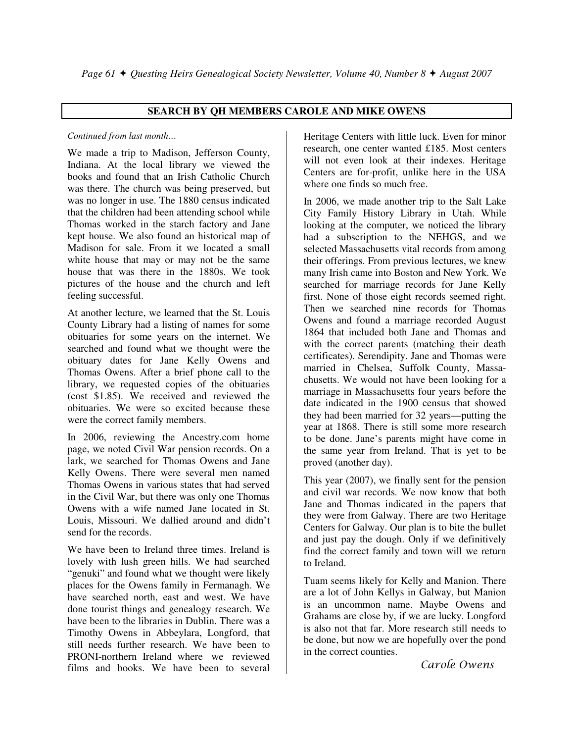## SEARCH BY QH MEMBERS CAROLE AND MIKE OWENS

*Continued from last month…*

We made a trip to Madison, Jefferson County, Indiana. At the local library we viewed the books and found that an Irish Catholic Church was there. The church was being preserved, but was no longer in use. The 1880 census indicated that the children had been attending school while Thomas worked in the starch factory and Jane kept house. We also found an historical map of Madison for sale. From it we located a small white house that may or may not be the same house that was there in the 1880s. We took pictures of the house and the church and left feeling successful.

At another lecture, we learned that the St. Louis County Library had a listing of names for some obituaries for some years on the internet. We searched and found what we thought were the obituary dates for Jane Kelly Owens and Thomas Owens. After a brief phone call to the library, we requested copies of the obituaries (cost $1.85). We received and reviewed the obituaries. We were so excited because these were the correct family members.

In 2006, reviewing the Ancestry.com home page, we noted Civil War pension records. On a lark, we searched for Thomas Owens and Jane Kelly Owens. There were several men named Thomas Owens in various states that had served in the Civil War, but there was only one Thomas Owens with a wife named Jane located in St. Louis, Missouri. We dallied around and didn't send for the records.

We have been to Ireland three times. Ireland is lovely with lush green hills. We had searched "genuki" and found what we thought were likely places for the Owens family in Fermanagh. We have searched north, east and west. We have done tourist things and genealogy research. We have been to the libraries in Dublin. There was a Timothy Owens in Abbeylara, Longford, that still needs further research. We have been to PRONI-northern Ireland where we reviewed films and books. We have been to several Heritage Centers with little luck. Even for minor research, one center wanted £185. Most centers will not even look at their indexes. Heritage Centers are for-profit, unlike here in the USA where one finds so much free.

In 2006, we made another trip to the Salt Lake City Family History Library in Utah. While looking at the computer, we noticed the library had a subscription to the NEHGS, and we selected Massachusetts vital records from among their offerings. From previous lectures, we knew many Irish came into Boston and New York. We searched for marriage records for Jane Kelly first. None of those eight records seemed right. Then we searched nine records for Thomas Owens and found a marriage recorded August 1864 that included both Jane and Thomas and with the correct parents (matching their death certificates). Serendipity. Jane and Thomas were married in Chelsea, Suffolk County, Massachusetts. We would not have been looking for a marriage in Massachusetts four years before the date indicated in the 1900 census that showed they had been married for 32 years—putting the year at 1868. There is still some more research to be done. Jane's parents might have come in the same year from Ireland. That is yet to be proved (another day).

This year (2007), we finally sent for the pension and civil war records. We now know that both Jane and Thomas indicated in the papers that they were from Galway. There are two Heritage Centers for Galway. Our plan is to bite the bullet and just pay the dough. Only if we definitively find the correct family and town will we return to Ireland.

Tuam seems likely for Kelly and Manion. There are a lot of John Kellys in Galway, but Manion is an uncommon name. Maybe Owens and Grahams are close by, if we are lucky. Longford is also not that far. More research still needs to be done, but now we are hopefully over the pond in the correct counties.

*Carole Owens*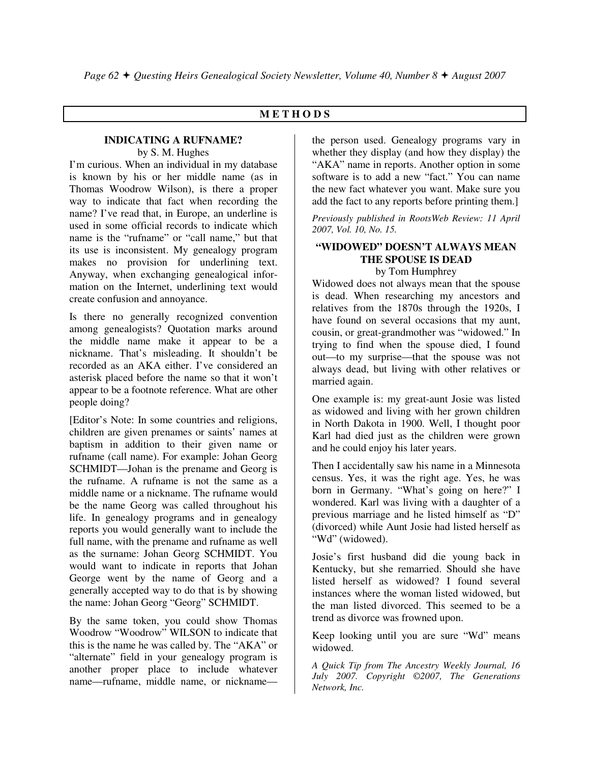## METHODS

### INDICATING A RUFNAME?

by S. M. Hughes

I'm curious. When an individual in my database is known by his or her middle name (as in Thomas Woodrow Wilson), is there a proper way to indicate that fact when recording the name? I've read that, in Europe, an underline is used in some official records to indicate which name is the "rufname" or "call name," but that its use is inconsistent. My genealogy program makes no provision for underlining text. Anyway, when exchanging genealogical information on the Internet, underlining text would create confusion and annoyance.

Is there no generally recognized convention among genealogists? Quotation marks around the middle name make it appear to be a nickname. That's misleading. It shouldn't be recorded as an AKA either. I've considered an asterisk placed before the name so that it won't appear to be a footnote reference. What are other people doing?

[Editor's Note: In some countries and religions, children are given prenames or saints' names at baptism in addition to their given name or rufname (call name). For example: Johan Georg SCHMIDT—Johan is the prename and Georg is the rufname. A rufname is not the same as a middle name or a nickname. The rufname would be the name Georg was called throughout his life. In genealogy programs and in genealogy reports you would generally want to include the full name, with the prename and rufname as well as the surname: Johan Georg SCHMIDT. You would want to indicate in reports that Johan George went by the name of Georg and a generally accepted way to do that is by showing the name: Johan Georg "Georg" SCHMIDT.

By the same token, you could show Thomas Woodrow "Woodrow" WILSON to indicate that this is the name he was called by. The "AKA" or "alternate" field in your genealogy program is another proper place to include whatever name—rufname, middle name, or nickname—the person used. Genealogy programs vary in whether they display (and how they display) the "AKA" name in reports. Another option in some software is to add a new "fact." You can name the new fact whatever you want. Make sure you add the fact to any reports before printing them.]

*Previously published in RootsWeb Review: 11 April 2007, Vol. 10, No. 15.*

### "WIDOWED" DOESN'T ALWAYS MEAN THE SPOUSE IS DEAD

by Tom Humphrey

Widowed does not always mean that the spouse is dead. When researching my ancestors and relatives from the 1870s through the 1920s, I have found on several occasions that my aunt, cousin, or great-grandmother was "widowed." In trying to find when the spouse died, I found out—to my surprise—that the spouse was not always dead, but living with other relatives or married again.

One example is: my great-aunt Josie was listed as widowed and living with her grown children in North Dakota in 1900. Well, I thought poor Karl had died just as the children were grown and he could enjoy his later years.

Then I accidentally saw his name in a Minnesota census. Yes, it was the right age. Yes, he was born in Germany. "What's going on here?" I wondered. Karl was living with a daughter of a previous marriage and he listed himself as "D" (divorced) while Aunt Josie had listed herself as "Wd" (widowed).

Josie's first husband did die young back in Kentucky, but she remarried. Should she have listed herself as widowed? I found several instances where the woman listed widowed, but the man listed divorced. This seemed to be a trend as divorce was frowned upon.

Keep looking until you are sure "Wd" means widowed.

*A Quick Tip from The Ancestry Weekly Journal, 16 July 2007. Copyright ©2007, The Generations Network, Inc.*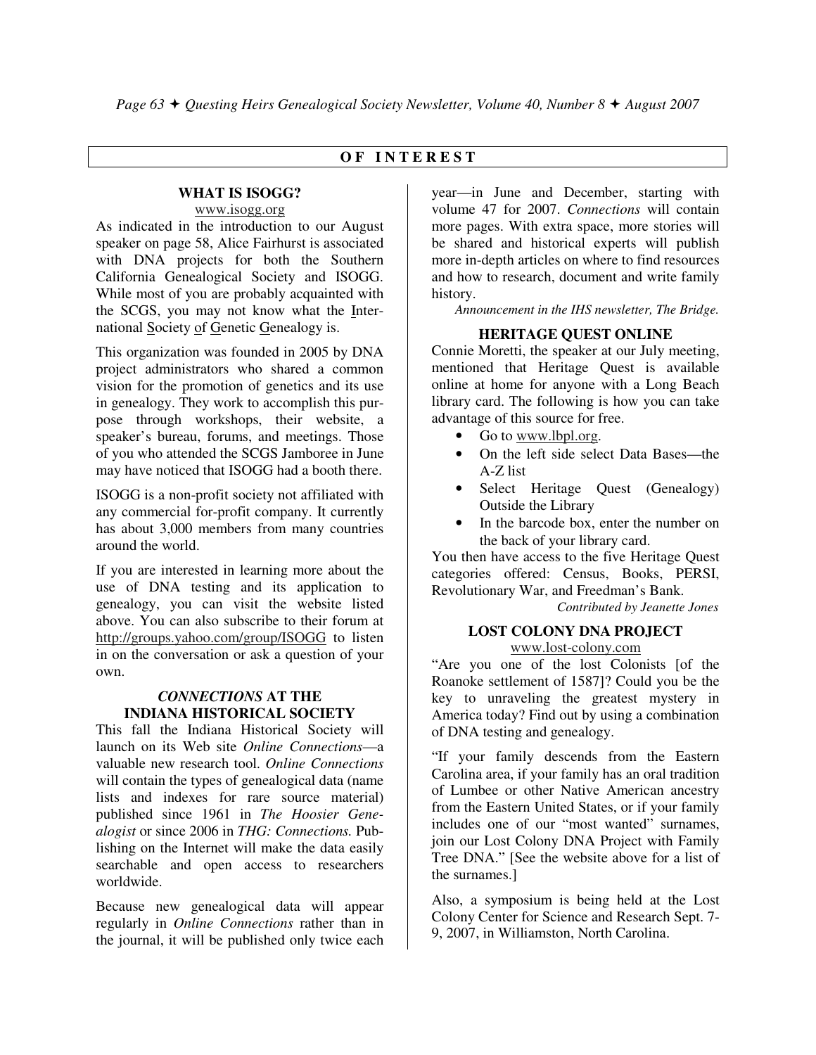## OF INTEREST

### WHAT IS ISOGG?

www.isogg.org

As indicated in the introduction to our August speaker on page 58, Alice Fairhurst is associated with DNA projects for both the Southern California Genealogical Society and ISOGG. While most of you are probably acquainted with the SCGS, you may not know what the International Society of Genetic Genealogy is.

This organization was founded in 2005 by DNA project administrators who shared a common vision for the promotion of genetics and its use in genealogy. They work to accomplish this purpose through workshops, their website, a speaker's bureau, forums, and meetings. Those of you who attended the SCGS Jamboree in June may have noticed that ISOGG had a booth there.

ISOGG is a non-profit society not affiliated with any commercial for-profit company. It currently has about 3,000 members from many countries around the world.

If you are interested in learning more about the use of DNA testing and its application to genealogy, you can visit the website listed above. You can also subscribe to their forum at http://groups.yahoo.com/group/ISOGG to listen in on the conversation or ask a question of your own.

### *CONNECTIONS* AT THE INDIANA HISTORICAL SOCIETY

This fall the Indiana Historical Society will launch on its Web site *Online Connections*—a valuable new research tool. *Online Connections* will contain the types of genealogical data (name lists and indexes for rare source material) published since 1961 in *The Hoosier Genealogist* or since 2006 in *THG: Connections.* Publishing on the Internet will make the data easily searchable and open access to researchers worldwide.

Because new genealogical data will appear regularly in *Online Connections* rather than in the journal, it will be published only twice each year—in June and December, starting with volume 47 for 2007. *Connections* will contain more pages. With extra space, more stories will be shared and historical experts will publish more in-depth articles on where to find resources and how to research, document and write family history.

*Announcement in the IHS newsletter, The Bridge.*

### HERITAGE QUEST ONLINE

Connie Moretti, the speaker at our July meeting, mentioned that Heritage Quest is available online at home for anyone with a Long Beach library card. The following is how you can take advantage of this source for free.

- Go to www.lbpl.org.
- On the left side select Data Bases—the A-Z list
- Select Heritage Quest (Genealogy) Outside the Library
- In the barcode box, enter the number on the back of your library card.

You then have access to the five Heritage Quest categories offered: Census, Books, PERSI, Revolutionary War, and Freedman's Bank.

*Contributed by Jeanette Jones*

### LOST COLONY DNA PROJECT

www.lost-colony.com

"Are you one of the lost Colonists [of the Roanoke settlement of 1587]? Could you be the key to unraveling the greatest mystery in America today? Find out by using a combination of DNA testing and genealogy.

"If your family descends from the Eastern Carolina area, if your family has an oral tradition of Lumbee or other Native American ancestry from the Eastern United States, or if your family includes one of our "most wanted" surnames, join our Lost Colony DNA Project with Family Tree DNA." [See the website above for a list of the surnames.]

Also, a symposium is being held at the Lost Colony Center for Science and Research Sept. 7-9, 2007, in Williamston, North Carolina.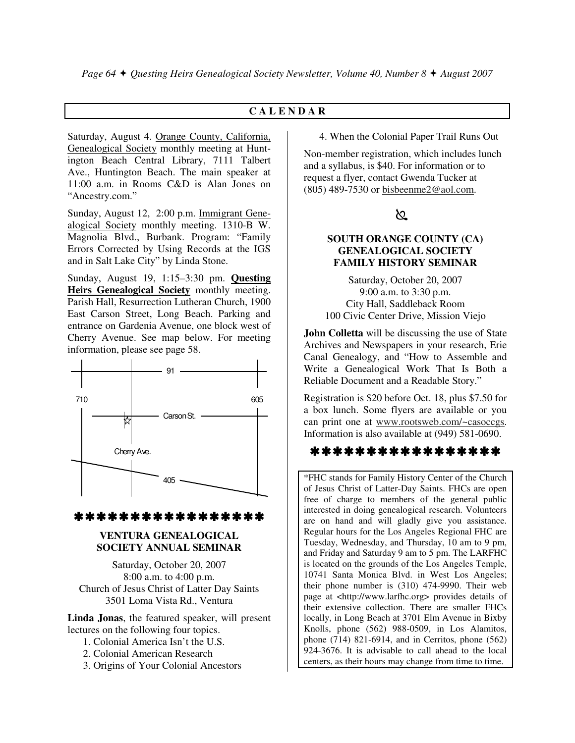## CALENDAR

Saturday, August 4. Orange County, California, Genealogical Society monthly meeting at Huntington Beach Central Library, 7111 Talbert Ave., Huntington Beach. The main speaker at 11:00 a.m. in Rooms C&D is Alan Jones on "Ancestry.com."

Sunday, August 12, 2:00 p.m. Immigrant Genealogical Society monthly meeting. 1310-B W. Magnolia Blvd., Burbank. Program: "Family Errors Corrected by Using Records at the IGS and in Salt Lake City" by Linda Stone.

Sunday, August 19, 1:15–3:30 pm. **Questing Heirs Genealogical Society** monthly meeting. Parish Hall, Resurrection Lutheran Church, 1900 East Carson Street, Long Beach. Parking and entrance on Gardenia Avenue, one block west of Cherry Avenue. See map below. For meeting information, please see page 58.

91

710

605

Carson St.

Cherry Ave.

405

*****************

### VENTURA GENEALOGICAL SOCIETY ANNUAL SEMINAR

Saturday, October 20, 2007
8:00 a.m. to 4:00 p.m.
Church of Jesus Christ of Latter Day Saints
3501 Loma Vista Rd., Ventura

**Linda Jonas**, the featured speaker, will present lectures on the following four topics.

1. Colonial America Isn't the U.S.
2. Colonial American Research
3. Origins of Your Colonial Ancestors
4. When the Colonial Paper Trail Runs Out

Non-member registration, which includes lunch and a syllabus, is $40. For information or to request a flyer, contact Gwenda Tucker at (805) 489-7530 or bisbeenme2@aol.com.

### SOUTH ORANGE COUNTY (CA) GENEALOGICAL SOCIETY FAMILY HISTORY SEMINAR

Saturday, October 20, 2007
9:00 a.m. to 3:30 p.m.
City Hall, Saddleback Room
100 Civic Center Drive, Mission Viejo

**John Colletta** will be discussing the use of State Archives and Newspapers in your research, Erie Canal Genealogy, and "How to Assemble and Write a Genealogical Work That Is Both a Reliable Document and a Readable Story."

Registration is $20 before Oct. 18, plus $7.50 for a box lunch. Some flyers are available or you can print one at www.rootsweb.com/~casoccgs. Information is also available at (949) 581-0690.

*****************

*FHC stands for Family History Center of the Church of Jesus Christ of Latter-Day Saints. FHCs are open free of charge to members of the general public interested in doing genealogical research. Volunteers are on hand and will gladly give you assistance. Regular hours for the Los Angeles Regional FHC are Tuesday, Wednesday, and Thursday, 10 am to 9 pm, and Friday and Saturday 9 am to 5 pm. The LARFHC is located on the grounds of the Los Angeles Temple, 10741 Santa Monica Blvd. in West Los Angeles; their phone number is (310) 474-9990. Their web page at <http://www.larfhc.org> provides details of their extensive collection. There are smaller FHCs locally, in Long Beach at 3701 Elm Avenue in Bixby Knolls, phone (562) 988-0509, in Los Alamitos, phone (714) 821-6914, and in Cerritos, phone (562) 924-3676. It is advisable to call ahead to the local centers, as their hours may change from time to time.